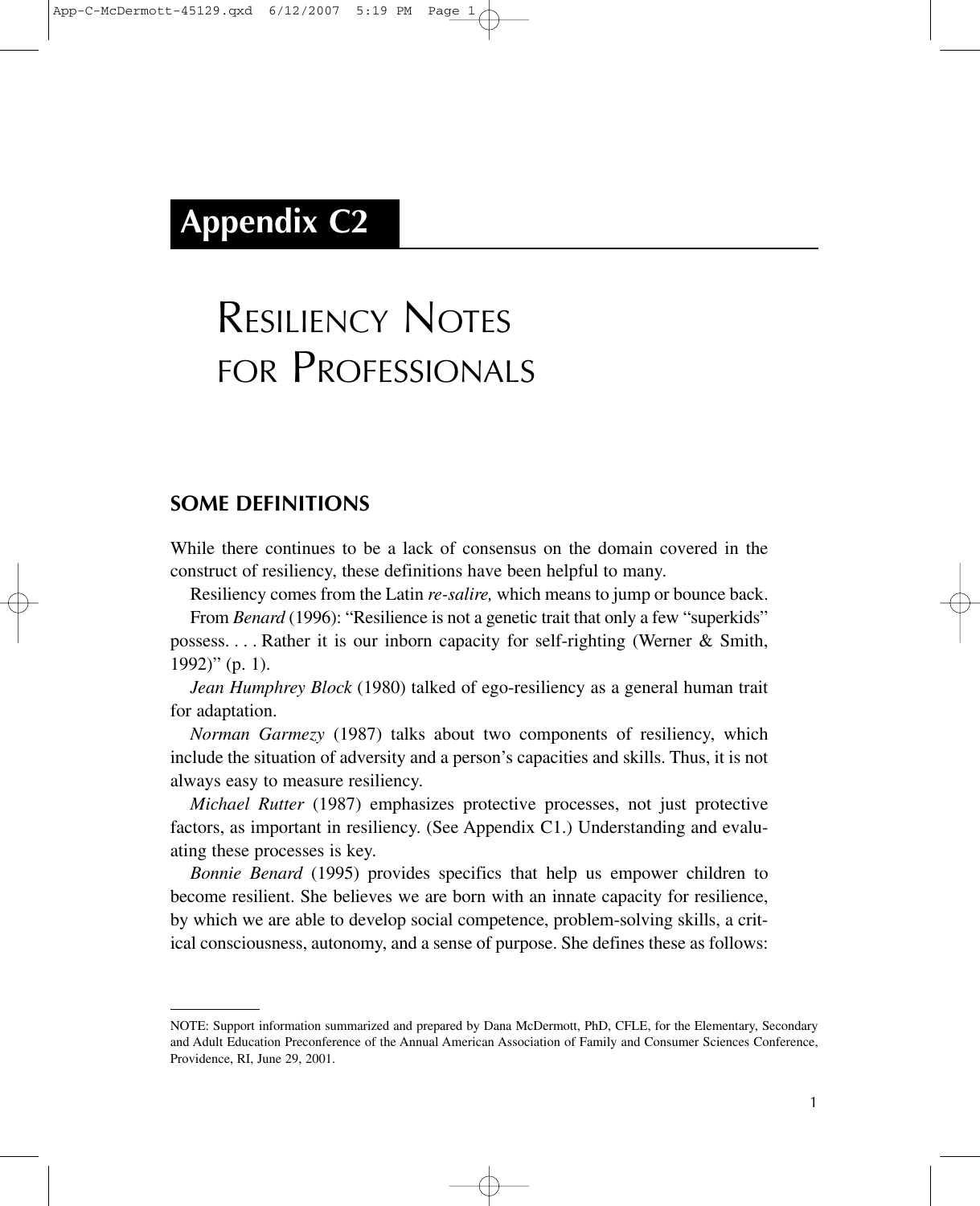# Appendix C2

# RESILIENCY NOTES FOR PROFESSIONALS

## SOME DEFINITIONS

While there continues to be a lack of consensus on the domain covered in the construct of resiliency, these definitions have been helpful to many.

Resiliency comes from the Latin *re-salire,* which means to jump or bounce back.

From *Benard* (1996): "Resilience is not a genetic trait that only a few "superkids" possess. . . . Rather it is our inborn capacity for self-righting (Werner & Smith, 1992)" (p. 1).

*Jean Humphrey Block* (1980) talked of ego-resiliency as a general human trait for adaptation.

*Norman Garmezy* (1987) talks about two components of resiliency, which include the situation of adversity and a person's capacities and skills. Thus, it is not always easy to measure resiliency.

*Michael Rutter* (1987) emphasizes protective processes, not just protective factors, as important in resiliency. (See Appendix C1.) Understanding and evaluating these processes is key.

*Bonnie Benard* (1995) provides specifics that help us empower children to become resilient. She believes we are born with an innate capacity for resilience, by which we are able to develop social competence, problem-solving skills, a critical consciousness, autonomy, and a sense of purpose. She defines these as follows:

---

NOTE: Support information summarized and prepared by Dana McDermott, PhD, CFLE, for the Elementary, Secondary and Adult Education Preconference of the Annual American Association of Family and Consumer Sciences Conference, Providence, RI, June 29, 2001.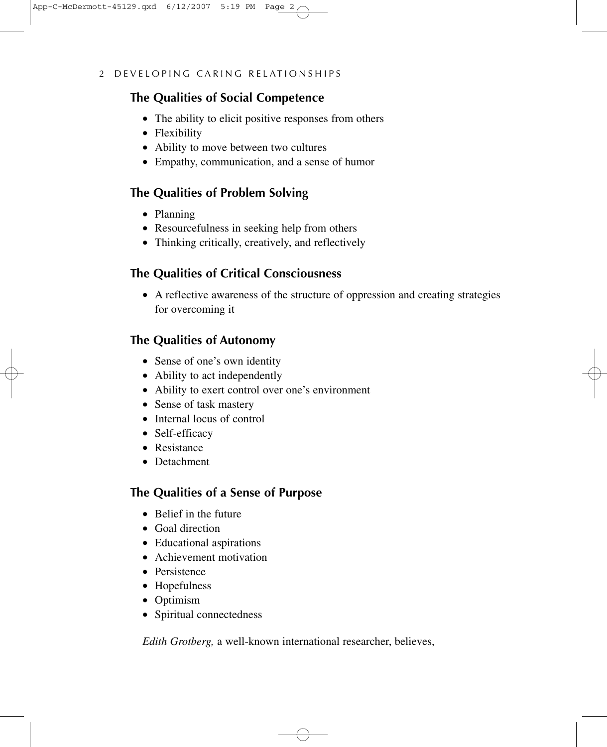## The Qualities of Social Competence

- The ability to elicit positive responses from others
- Flexibility
- Ability to move between two cultures
- Empathy, communication, and a sense of humor

## The Qualities of Problem Solving

- Planning
- Resourcefulness in seeking help from others
- Thinking critically, creatively, and reflectively

## The Qualities of Critical Consciousness

- A reflective awareness of the structure of oppression and creating strategies for overcoming it

## The Qualities of Autonomy

- Sense of one's own identity
- Ability to act independently
- Ability to exert control over one's environment
- Sense of task mastery
- Internal locus of control
- Self-efficacy
- Resistance
- Detachment

## The Qualities of a Sense of Purpose

- Belief in the future
- Goal direction
- Educational aspirations
- Achievement motivation
- Persistence
- Hopefulness
- Optimism
- Spiritual connectedness

*Edith Grotberg,* a well-known international researcher, believes,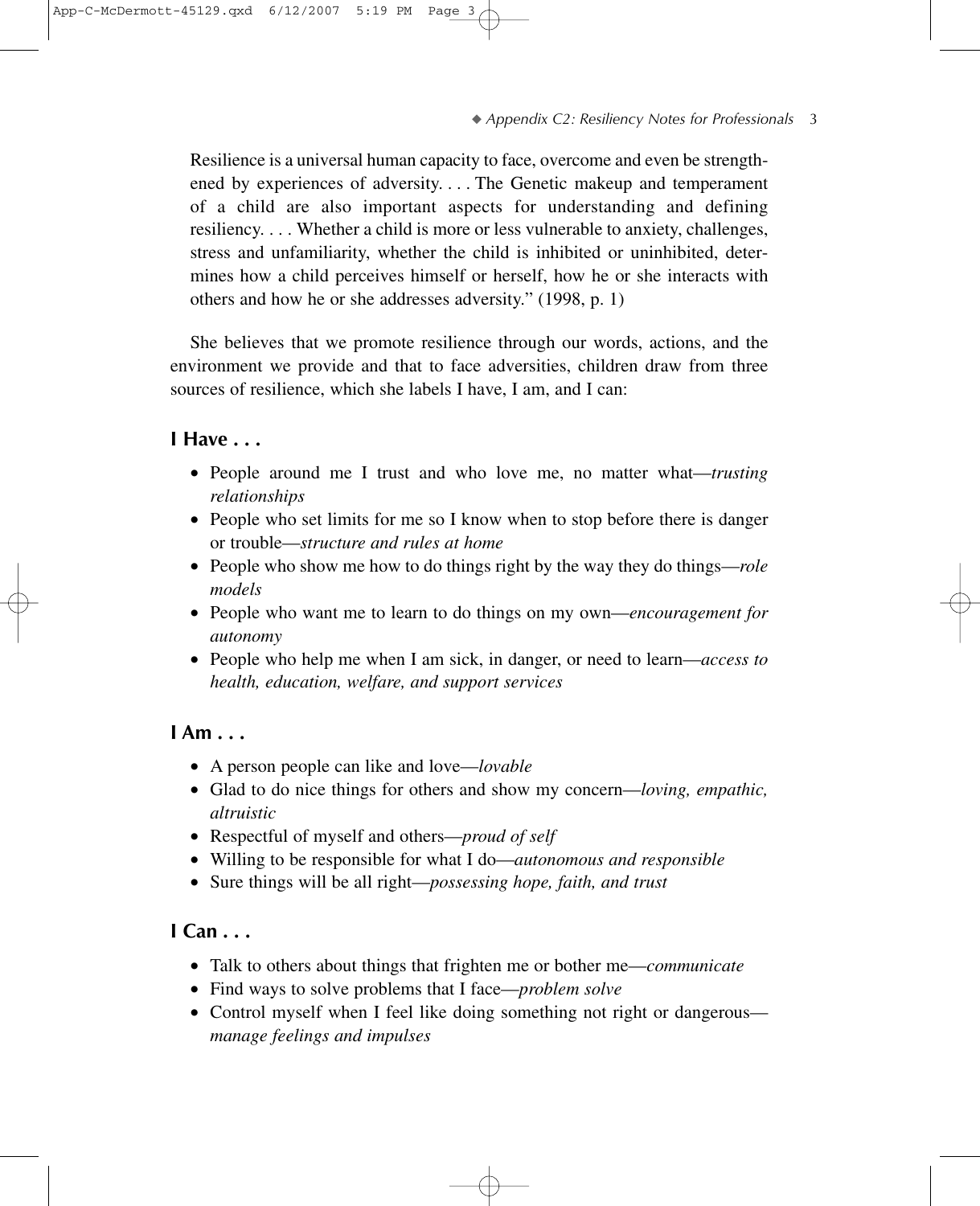Resilience is a universal human capacity to face, overcome and even be strengthened by experiences of adversity. . . . The Genetic makeup and temperament of a child are also important aspects for understanding and defining resiliency. . . . Whether a child is more or less vulnerable to anxiety, challenges, stress and unfamiliarity, whether the child is inhibited or uninhibited, determines how a child perceives himself or herself, how he or she interacts with others and how he or she addresses adversity." (1998, p. 1)

She believes that we promote resilience through our words, actions, and the environment we provide and that to face adversities, children draw from three sources of resilience, which she labels I have, I am, and I can:

### I Have . . .

- People around me I trust and who love me, no matter what—*trusting relationships*
- People who set limits for me so I know when to stop before there is danger or trouble—*structure and rules at home*
- People who show me how to do things right by the way they do things—*role models*
- People who want me to learn to do things on my own—*encouragement for autonomy*
- People who help me when I am sick, in danger, or need to learn—*access to health, education, welfare, and support services*

### I Am . . .

- A person people can like and love—*lovable*
- Glad to do nice things for others and show my concern—*loving, empathic, altruistic*
- Respectful of myself and others—*proud of self*
- Willing to be responsible for what I do—*autonomous and responsible*
- Sure things will be all right—*possessing hope, faith, and trust*

### I Can . . .

- Talk to others about things that frighten me or bother me—*communicate*
- Find ways to solve problems that I face—*problem solve*
- Control myself when I feel like doing something not right or dangerous—*manage feelings and impulses*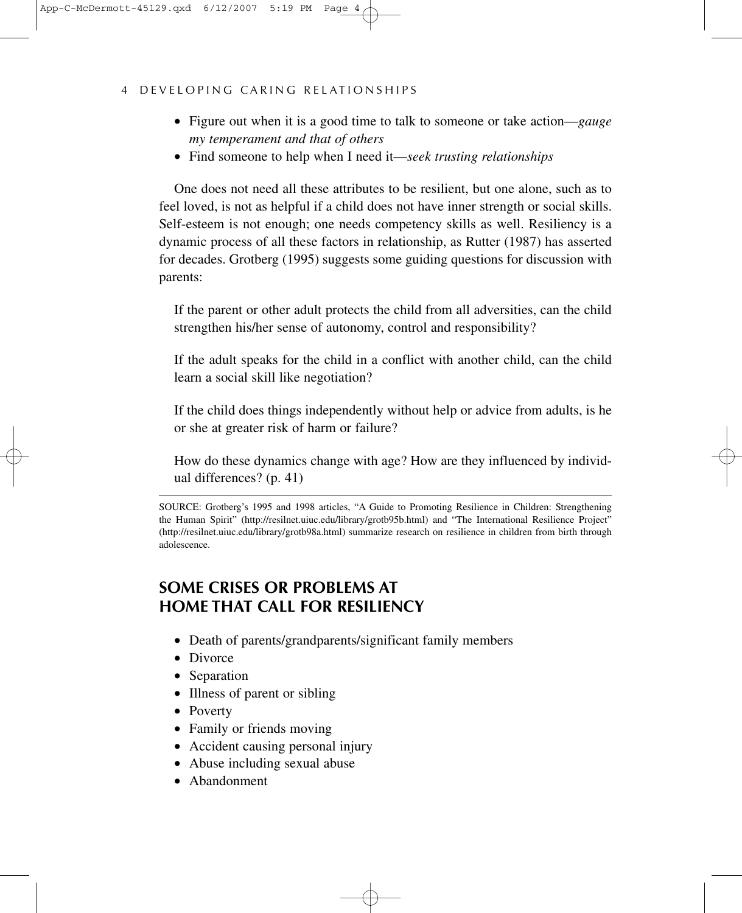- Figure out when it is a good time to talk to someone or take action—*gauge my temperament and that of others*
- Find someone to help when I need it—*seek trusting relationships*

One does not need all these attributes to be resilient, but one alone, such as to feel loved, is not as helpful if a child does not have inner strength or social skills. Self-esteem is not enough; one needs competency skills as well. Resiliency is a dynamic process of all these factors in relationship, as Rutter (1987) has asserted for decades. Grotberg (1995) suggests some guiding questions for discussion with parents:

> If the parent or other adult protects the child from all adversities, can the child strengthen his/her sense of autonomy, control and responsibility?
>
> If the adult speaks for the child in a conflict with another child, can the child learn a social skill like negotiation?
>
> If the child does things independently without help or advice from adults, is he or she at greater risk of harm or failure?
>
> How do these dynamics change with age? How are they influenced by individual differences? (p. 41)

---

SOURCE: Grotberg's 1995 and 1998 articles, "A Guide to Promoting Resilience in Children: Strengthening the Human Spirit" (http://resilnet.uiuc.edu/library/grotb95b.html) and "The International Resilience Project" (http://resilnet.uiuc.edu/library/grotb98a.html) summarize research on resilience in children from birth through adolescence.

## SOME CRISES OR PROBLEMS AT HOME THAT CALL FOR RESILIENCY

- Death of parents/grandparents/significant family members
- Divorce
- Separation
- Illness of parent or sibling
- Poverty
- Family or friends moving
- Accident causing personal injury
- Abuse including sexual abuse
- Abandonment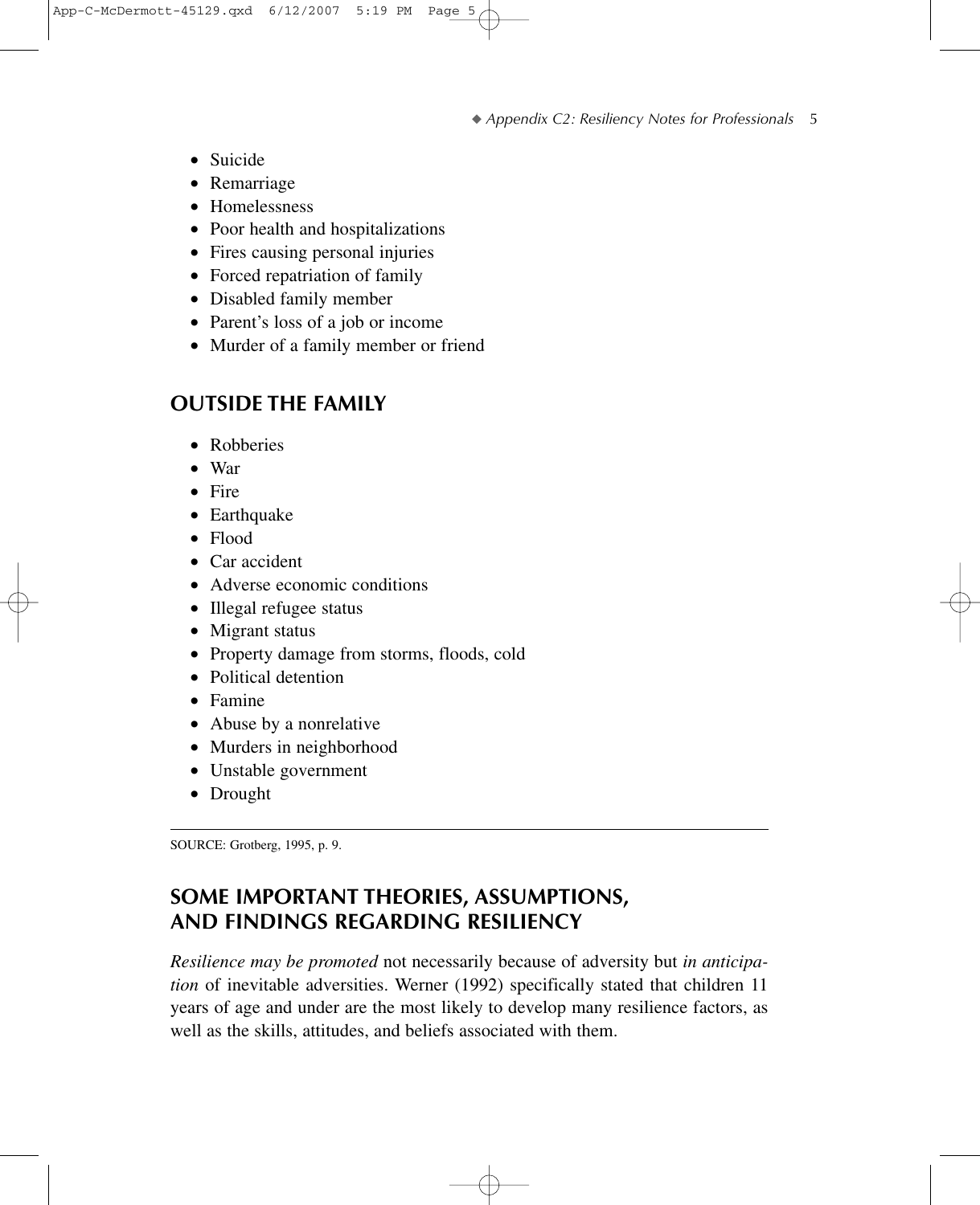- Suicide
- Remarriage
- Homelessness
- Poor health and hospitalizations
- Fires causing personal injuries
- Forced repatriation of family
- Disabled family member
- Parent's loss of a job or income
- Murder of a family member or friend

## OUTSIDE THE FAMILY

- Robberies
- War
- Fire
- Earthquake
- Flood
- Car accident
- Adverse economic conditions
- Illegal refugee status
- Migrant status
- Property damage from storms, floods, cold
- Political detention
- Famine
- Abuse by a nonrelative
- Murders in neighborhood
- Unstable government
- Drought

SOURCE: Grotberg, 1995, p. 9.

## SOME IMPORTANT THEORIES, ASSUMPTIONS, AND FINDINGS REGARDING RESILIENCY

*Resilience may be promoted* not necessarily because of adversity but *in anticipation* of inevitable adversities. Werner (1992) specifically stated that children 11 years of age and under are the most likely to develop many resilience factors, as well as the skills, attitudes, and beliefs associated with them.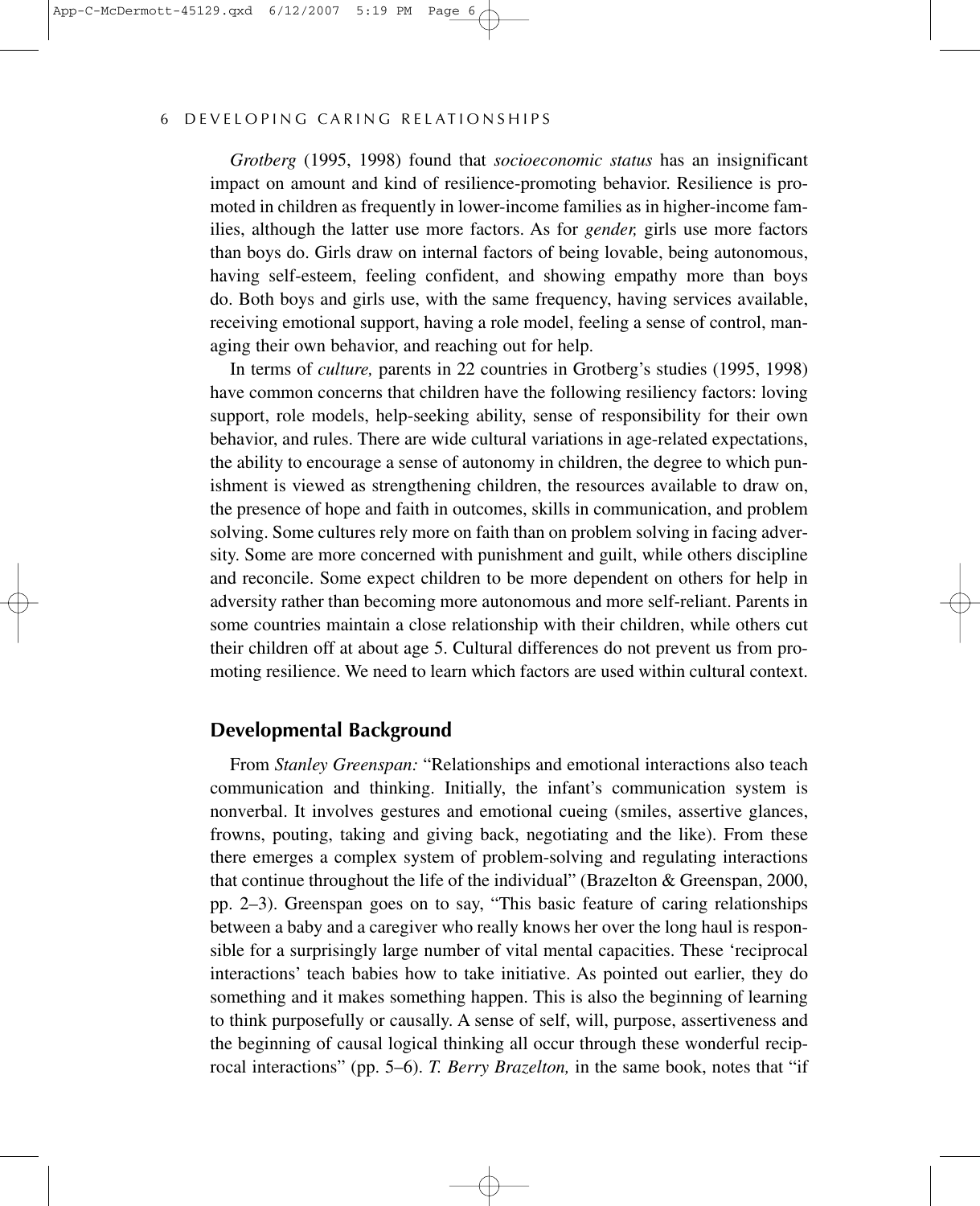*Grotberg* (1995, 1998) found that *socioeconomic status* has an insignificant impact on amount and kind of resilience-promoting behavior. Resilience is promoted in children as frequently in lower-income families as in higher-income families, although the latter use more factors. As for *gender,* girls use more factors than boys do. Girls draw on internal factors of being lovable, being autonomous, having self-esteem, feeling confident, and showing empathy more than boys do. Both boys and girls use, with the same frequency, having services available, receiving emotional support, having a role model, feeling a sense of control, managing their own behavior, and reaching out for help.

In terms of *culture,* parents in 22 countries in Grotberg's studies (1995, 1998) have common concerns that children have the following resiliency factors: loving support, role models, help-seeking ability, sense of responsibility for their own behavior, and rules. There are wide cultural variations in age-related expectations, the ability to encourage a sense of autonomy in children, the degree to which punishment is viewed as strengthening children, the resources available to draw on, the presence of hope and faith in outcomes, skills in communication, and problem solving. Some cultures rely more on faith than on problem solving in facing adversity. Some are more concerned with punishment and guilt, while others discipline and reconcile. Some expect children to be more dependent on others for help in adversity rather than becoming more autonomous and more self-reliant. Parents in some countries maintain a close relationship with their children, while others cut their children off at about age 5. Cultural differences do not prevent us from promoting resilience. We need to learn which factors are used within cultural context.

## Developmental Background

From *Stanley Greenspan:* "Relationships and emotional interactions also teach communication and thinking. Initially, the infant's communication system is nonverbal. It involves gestures and emotional cueing (smiles, assertive glances, frowns, pouting, taking and giving back, negotiating and the like). From these there emerges a complex system of problem-solving and regulating interactions that continue throughout the life of the individual" (Brazelton & Greenspan, 2000, pp. 2–3). Greenspan goes on to say, "This basic feature of caring relationships between a baby and a caregiver who really knows her over the long haul is responsible for a surprisingly large number of vital mental capacities. These 'reciprocal interactions' teach babies how to take initiative. As pointed out earlier, they do something and it makes something happen. This is also the beginning of learning to think purposefully or causally. A sense of self, will, purpose, assertiveness and the beginning of causal logical thinking all occur through these wonderful reciprocal interactions" (pp. 5–6). *T. Berry Brazelton,* in the same book, notes that "if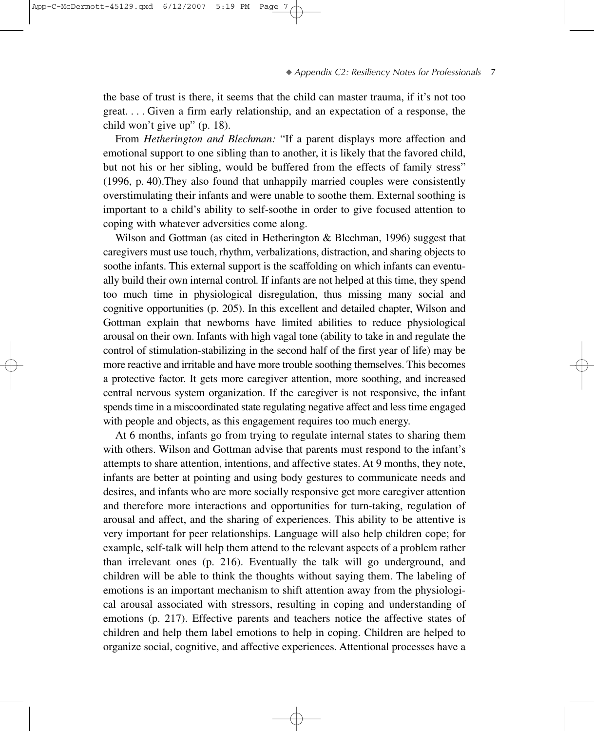the base of trust is there, it seems that the child can master trauma, if it's not too great. . . . Given a firm early relationship, and an expectation of a response, the child won't give up" (p. 18).

From *Hetherington and Blechman:* "If a parent displays more affection and emotional support to one sibling than to another, it is likely that the favored child, but not his or her sibling, would be buffered from the effects of family stress" (1996, p. 40).They also found that unhappily married couples were consistently overstimulating their infants and were unable to soothe them. External soothing is important to a child's ability to self-soothe in order to give focused attention to coping with whatever adversities come along.

Wilson and Gottman (as cited in Hetherington & Blechman, 1996) suggest that caregivers must use touch, rhythm, verbalizations, distraction, and sharing objects to soothe infants. This external support is the scaffolding on which infants can eventually build their own internal control. If infants are not helped at this time, they spend too much time in physiological disregulation, thus missing many social and cognitive opportunities (p. 205). In this excellent and detailed chapter, Wilson and Gottman explain that newborns have limited abilities to reduce physiological arousal on their own. Infants with high vagal tone (ability to take in and regulate the control of stimulation-stabilizing in the second half of the first year of life) may be more reactive and irritable and have more trouble soothing themselves. This becomes a protective factor. It gets more caregiver attention, more soothing, and increased central nervous system organization. If the caregiver is not responsive, the infant spends time in a miscoordinated state regulating negative affect and less time engaged with people and objects, as this engagement requires too much energy.

At 6 months, infants go from trying to regulate internal states to sharing them with others. Wilson and Gottman advise that parents must respond to the infant's attempts to share attention, intentions, and affective states. At 9 months, they note, infants are better at pointing and using body gestures to communicate needs and desires, and infants who are more socially responsive get more caregiver attention and therefore more interactions and opportunities for turn-taking, regulation of arousal and affect, and the sharing of experiences. This ability to be attentive is very important for peer relationships. Language will also help children cope; for example, self-talk will help them attend to the relevant aspects of a problem rather than irrelevant ones (p. 216). Eventually the talk will go underground, and children will be able to think the thoughts without saying them. The labeling of emotions is an important mechanism to shift attention away from the physiological arousal associated with stressors, resulting in coping and understanding of emotions (p. 217). Effective parents and teachers notice the affective states of children and help them label emotions to help in coping. Children are helped to organize social, cognitive, and affective experiences. Attentional processes have a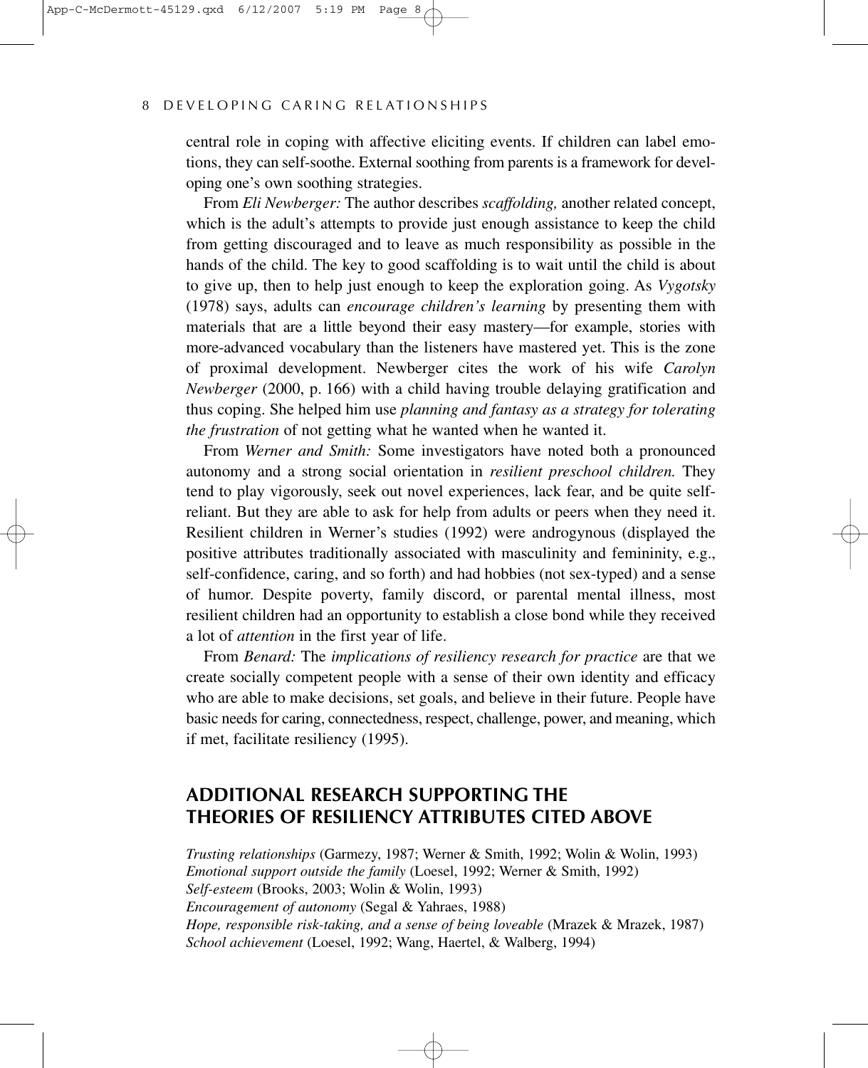central role in coping with affective eliciting events. If children can label emotions, they can self-soothe. External soothing from parents is a framework for developing one's own soothing strategies.

From *Eli Newberger:* The author describes *scaffolding,* another related concept, which is the adult's attempts to provide just enough assistance to keep the child from getting discouraged and to leave as much responsibility as possible in the hands of the child. The key to good scaffolding is to wait until the child is about to give up, then to help just enough to keep the exploration going. As *Vygotsky* (1978) says, adults can *encourage children's learning* by presenting them with materials that are a little beyond their easy mastery—for example, stories with more-advanced vocabulary than the listeners have mastered yet. This is the zone of proximal development. Newberger cites the work of his wife *Carolyn Newberger* (2000, p. 166) with a child having trouble delaying gratification and thus coping. She helped him use *planning and fantasy as a strategy for tolerating the frustration* of not getting what he wanted when he wanted it.

From *Werner and Smith:* Some investigators have noted both a pronounced autonomy and a strong social orientation in *resilient preschool children.* They tend to play vigorously, seek out novel experiences, lack fear, and be quite self-reliant. But they are able to ask for help from adults or peers when they need it. Resilient children in Werner's studies (1992) were androgynous (displayed the positive attributes traditionally associated with masculinity and femininity, e.g., self-confidence, caring, and so forth) and had hobbies (not sex-typed) and a sense of humor. Despite poverty, family discord, or parental mental illness, most resilient children had an opportunity to establish a close bond while they received a lot of *attention* in the first year of life.

From *Benard:* The *implications of resiliency research for practice* are that we create socially competent people with a sense of their own identity and efficacy who are able to make decisions, set goals, and believe in their future. People have basic needs for caring, connectedness, respect, challenge, power, and meaning, which if met, facilitate resiliency (1995).

## ADDITIONAL RESEARCH SUPPORTING THE THEORIES OF RESILIENCY ATTRIBUTES CITED ABOVE

*Trusting relationships* (Garmezy, 1987; Werner & Smith, 1992; Wolin & Wolin, 1993)
*Emotional support outside the family* (Loesel, 1992; Werner & Smith, 1992)
*Self-esteem* (Brooks, 2003; Wolin & Wolin, 1993)
*Encouragement of autonomy* (Segal & Yahraes, 1988)
*Hope, responsible risk-taking, and a sense of being loveable* (Mrazek & Mrazek, 1987)
*School achievement* (Loesel, 1992; Wang, Haertel, & Walberg, 1994)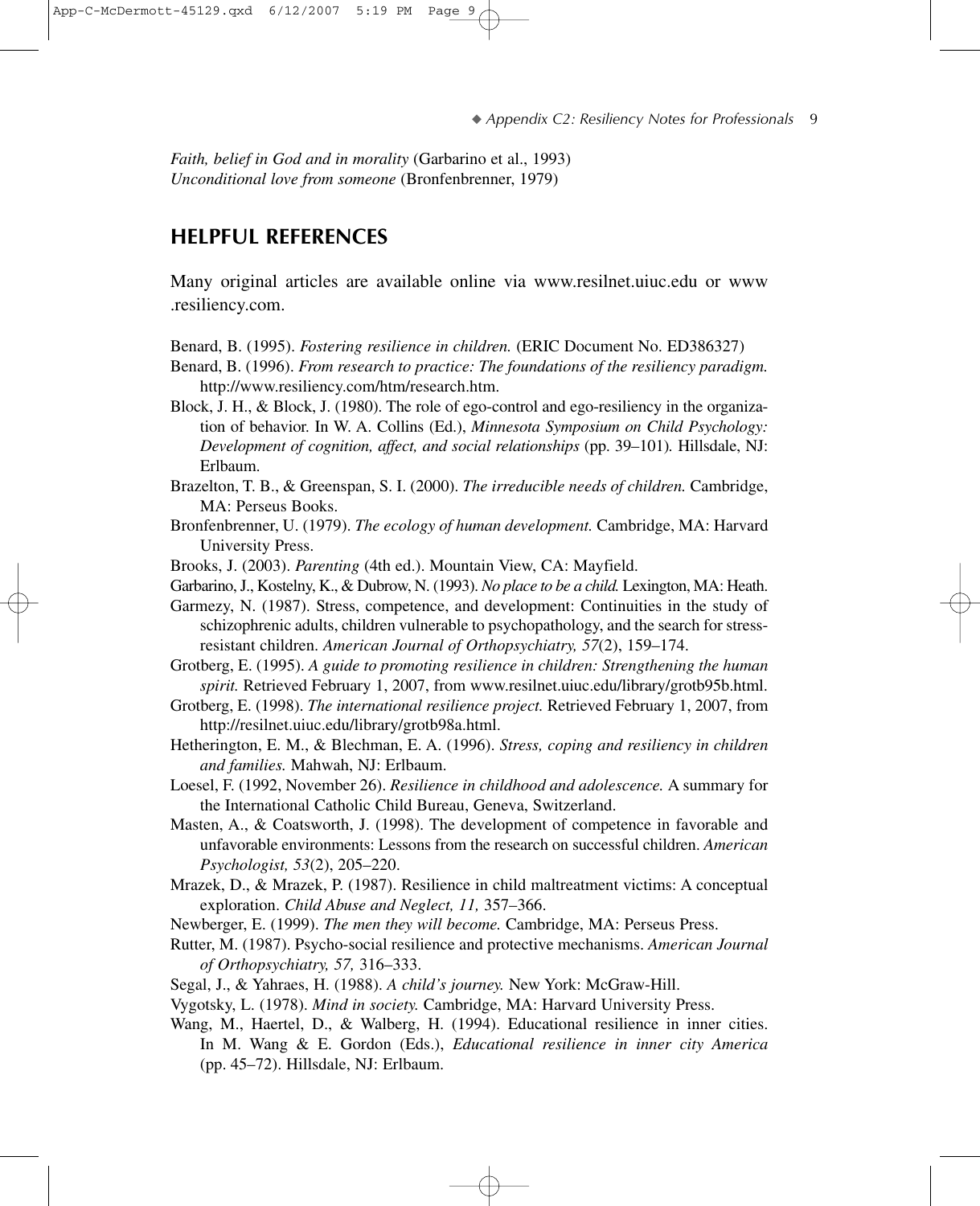*Faith, belief in God and in morality* (Garbarino et al., 1993)
*Unconditional love from someone* (Bronfenbrenner, 1979)

## HELPFUL REFERENCES

Many original articles are available online via www.resilnet.uiuc.edu or www.resiliency.com.

Benard, B. (1995). *Fostering resilience in children.* (ERIC Document No. ED386327)

Benard, B. (1996). *From research to practice: The foundations of the resiliency paradigm.* http://www.resiliency.com/htm/research.htm.

Block, J. H., & Block, J. (1980). The role of ego-control and ego-resiliency in the organization of behavior. In W. A. Collins (Ed.), *Minnesota Symposium on Child Psychology: Development of cognition, affect, and social relationships* (pp. 39–101)*.* Hillsdale, NJ: Erlbaum.

Brazelton, T. B., & Greenspan, S. I. (2000). *The irreducible needs of children.* Cambridge, MA: Perseus Books.

Bronfenbrenner, U. (1979). *The ecology of human development.* Cambridge, MA: Harvard University Press.

Brooks, J. (2003). *Parenting* (4th ed.). Mountain View, CA: Mayfield.

Garbarino, J., Kostelny, K., & Dubrow, N. (1993). *No place to be a child.* Lexington, MA: Heath.

Garmezy, N. (1987). Stress, competence, and development: Continuities in the study of schizophrenic adults, children vulnerable to psychopathology, and the search for stress-resistant children. *American Journal of Orthopsychiatry, 57*(2), 159–174.

Grotberg, E. (1995). *A guide to promoting resilience in children: Strengthening the human spirit.* Retrieved February 1, 2007, from www.resilnet.uiuc.edu/library/grotb95b.html.

Grotberg, E. (1998). *The international resilience project.* Retrieved February 1, 2007, from http://resilnet.uiuc.edu/library/grotb98a.html.

Hetherington, E. M., & Blechman, E. A. (1996). *Stress, coping and resiliency in children and families.* Mahwah, NJ: Erlbaum.

Loesel, F. (1992, November 26). *Resilience in childhood and adolescence.* A summary for the International Catholic Child Bureau, Geneva, Switzerland.

Masten, A., & Coatsworth, J. (1998). The development of competence in favorable and unfavorable environments: Lessons from the research on successful children. *American Psychologist, 53*(2), 205–220.

Mrazek, D., & Mrazek, P. (1987). Resilience in child maltreatment victims: A conceptual exploration. *Child Abuse and Neglect, 11,* 357–366.

Newberger, E. (1999). *The men they will become.* Cambridge, MA: Perseus Press.

Rutter, M. (1987). Psycho-social resilience and protective mechanisms. *American Journal of Orthopsychiatry, 57,* 316–333.

Segal, J., & Yahraes, H. (1988). *A child's journey.* New York: McGraw-Hill.

Vygotsky, L. (1978). *Mind in society.* Cambridge, MA: Harvard University Press.

Wang, M., Haertel, D., & Walberg, H. (1994). Educational resilience in inner cities. In M. Wang & E. Gordon (Eds.), *Educational resilience in inner city America* (pp. 45–72). Hillsdale, NJ: Erlbaum.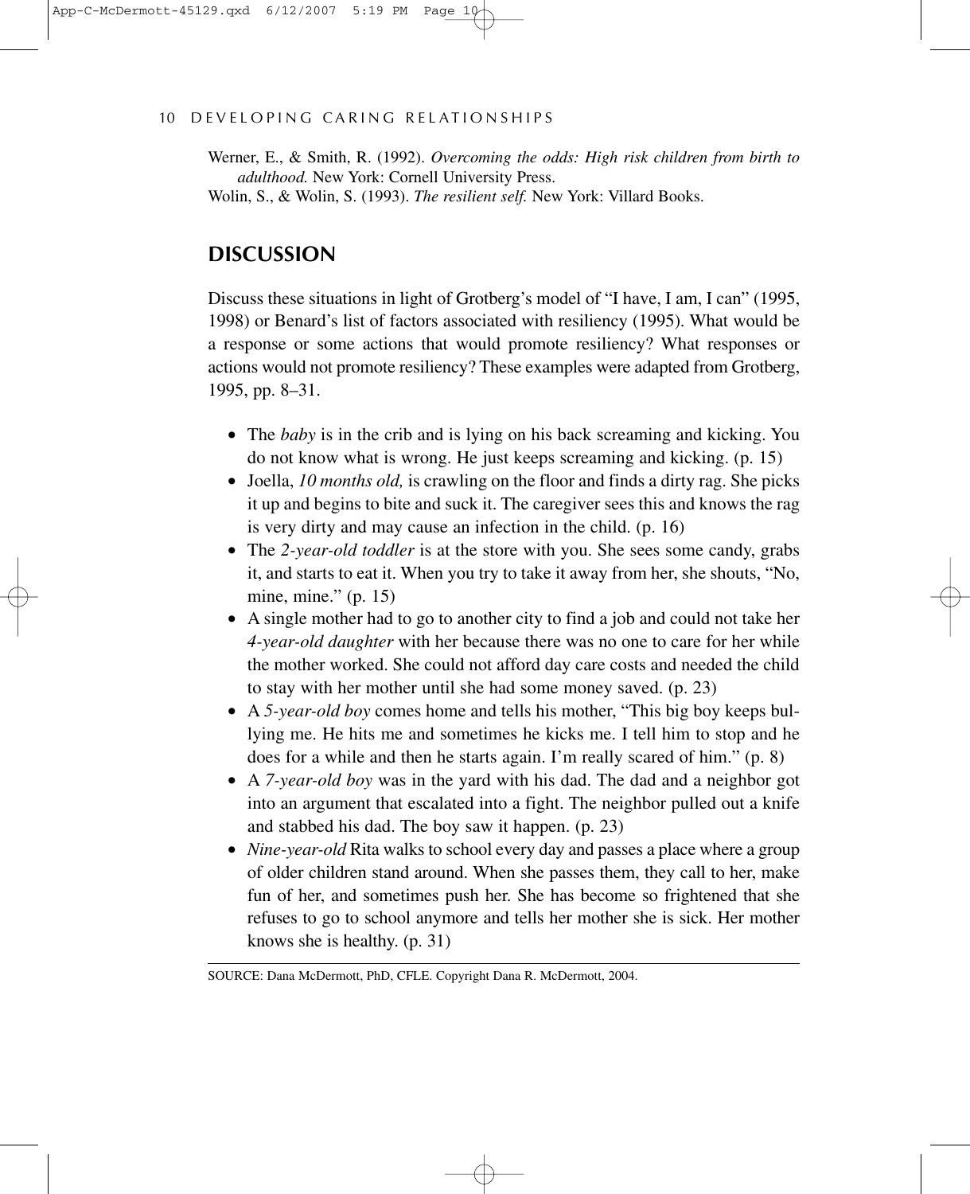Werner, E., & Smith, R. (1992). *Overcoming the odds: High risk children from birth to adulthood.* New York: Cornell University Press.

Wolin, S., & Wolin, S. (1993). *The resilient self.* New York: Villard Books.

## DISCUSSION

Discuss these situations in light of Grotberg's model of "I have, I am, I can" (1995, 1998) or Benard's list of factors associated with resiliency (1995). What would be a response or some actions that would promote resiliency? What responses or actions would not promote resiliency? These examples were adapted from Grotberg, 1995, pp. 8–31.

- The *baby* is in the crib and is lying on his back screaming and kicking. You do not know what is wrong. He just keeps screaming and kicking. (p. 15)
- Joella, *10 months old,* is crawling on the floor and finds a dirty rag. She picks it up and begins to bite and suck it. The caregiver sees this and knows the rag is very dirty and may cause an infection in the child. (p. 16)
- The *2-year-old toddler* is at the store with you. She sees some candy, grabs it, and starts to eat it. When you try to take it away from her, she shouts, "No, mine, mine." (p. 15)
- A single mother had to go to another city to find a job and could not take her *4-year-old daughter* with her because there was no one to care for her while the mother worked. She could not afford day care costs and needed the child to stay with her mother until she had some money saved. (p. 23)
- A *5-year-old boy* comes home and tells his mother, "This big boy keeps bullying me. He hits me and sometimes he kicks me. I tell him to stop and he does for a while and then he starts again. I'm really scared of him." (p. 8)
- A *7-year-old boy* was in the yard with his dad. The dad and a neighbor got into an argument that escalated into a fight. The neighbor pulled out a knife and stabbed his dad. The boy saw it happen. (p. 23)
- *Nine-year-old* Rita walks to school every day and passes a place where a group of older children stand around. When she passes them, they call to her, make fun of her, and sometimes push her. She has become so frightened that she refuses to go to school anymore and tells her mother she is sick. Her mother knows she is healthy. (p. 31)

SOURCE: Dana McDermott, PhD, CFLE. Copyright Dana R. McDermott, 2004.